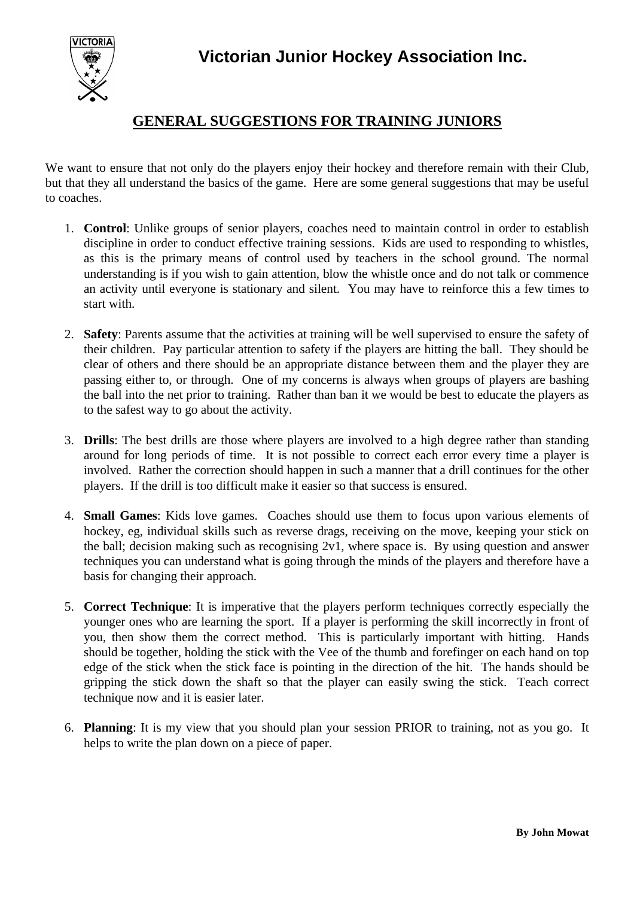# Victorian Junior Hockey Association Inc.

## GENERAL SUGGESTIONS FOR TRAINING JUNIORS

We want to ensure that not only do the players enjoy their hockey and therefore remain with their Club, but that they all understand the basics of the game. Here are some general suggestions that may be useful to coaches.

1. **Control**: Unlike groups of senior players, coaches need to maintain control in order to establish discipline in order to conduct effective training sessions. Kids are used to responding to whistles, as this is the primary means of control used by teachers in the school ground. The normal understanding is if you wish to gain attention, blow the whistle once and do not talk or commence an activity until everyone is stationary and silent. You may have to reinforce this a few times to start with.

2. **Safety**: Parents assume that the activities at training will be well supervised to ensure the safety of their children. Pay particular attention to safety if the players are hitting the ball. They should be clear of others and there should be an appropriate distance between them and the player they are passing either to, or through. One of my concerns is always when groups of players are bashing the ball into the net prior to training. Rather than ban it we would be best to educate the players as to the safest way to go about the activity.

3. **Drills**: The best drills are those where players are involved to a high degree rather than standing around for long periods of time. It is not possible to correct each error every time a player is involved. Rather the correction should happen in such a manner that a drill continues for the other players. If the drill is too difficult make it easier so that success is ensured.

4. **Small Games**: Kids love games. Coaches should use them to focus upon various elements of hockey, eg, individual skills such as reverse drags, receiving on the move, keeping your stick on the ball; decision making such as recognising 2v1, where space is. By using question and answer techniques you can understand what is going through the minds of the players and therefore have a basis for changing their approach.

5. **Correct Technique**: It is imperative that the players perform techniques correctly especially the younger ones who are learning the sport. If a player is performing the skill incorrectly in front of you, then show them the correct method. This is particularly important with hitting. Hands should be together, holding the stick with the Vee of the thumb and forefinger on each hand on top edge of the stick when the stick face is pointing in the direction of the hit. The hands should be gripping the stick down the shaft so that the player can easily swing the stick. Teach correct technique now and it is easier later.

6. **Planning**: It is my view that you should plan your session PRIOR to training, not as you go. It helps to write the plan down on a piece of paper.

**By John Mowat**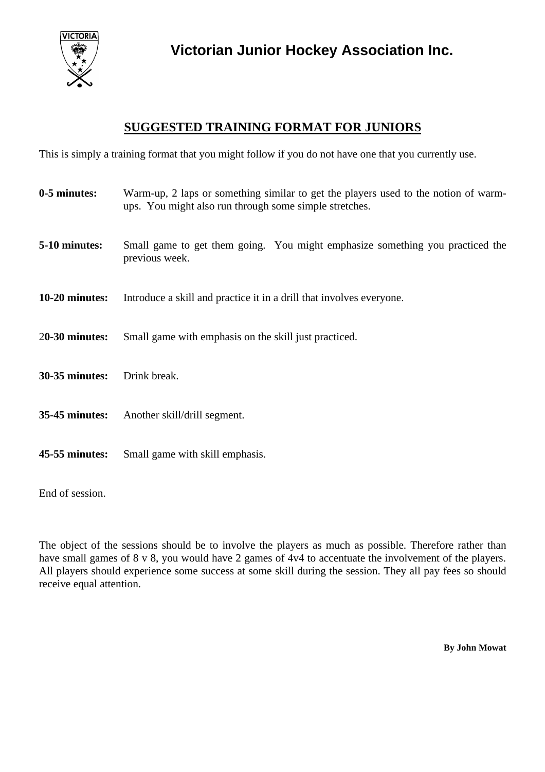# Victorian Junior Hockey Association Inc.

## SUGGESTED TRAINING FORMAT FOR JUNIORS

This is simply a training format that you might follow if you do not have one that you currently use.

**0-5 minutes:** Warm-up, 2 laps or something similar to get the players used to the notion of warm-ups. You might also run through some simple stretches.

**5-10 minutes:** Small game to get them going. You might emphasize something you practiced the previous week.

**10-20 minutes:** Introduce a skill and practice it in a drill that involves everyone.

**20-30 minutes:** Small game with emphasis on the skill just practiced.

**30-35 minutes:** Drink break.

**35-45 minutes:** Another skill/drill segment.

**45-55 minutes:** Small game with skill emphasis.

End of session.

The object of the sessions should be to involve the players as much as possible. Therefore rather than have small games of 8 v 8, you would have 2 games of 4v4 to accentuate the involvement of the players. All players should experience some success at some skill during the session. They all pay fees so should receive equal attention.

**By John Mowat**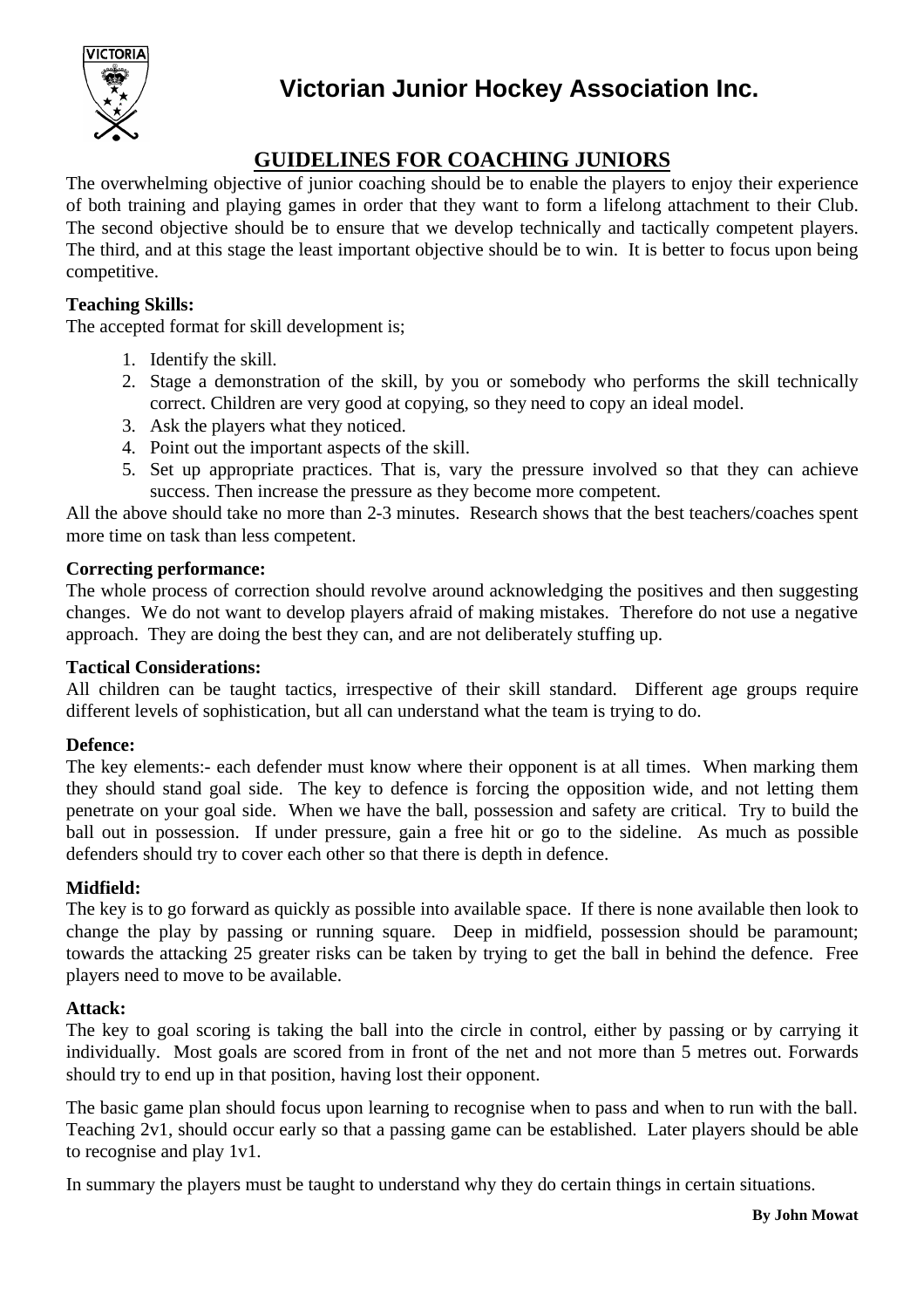# Victorian Junior Hockey Association Inc.

## GUIDELINES FOR COACHING JUNIORS

The overwhelming objective of junior coaching should be to enable the players to enjoy their experience of both training and playing games in order that they want to form a lifelong attachment to their Club. The second objective should be to ensure that we develop technically and tactically competent players. The third, and at this stage the least important objective should be to win. It is better to focus upon being competitive.

**Teaching Skills:**

The accepted format for skill development is;

1. Identify the skill.
2. Stage a demonstration of the skill, by you or somebody who performs the skill technically correct. Children are very good at copying, so they need to copy an ideal model.
3. Ask the players what they noticed.
4. Point out the important aspects of the skill.
5. Set up appropriate practices. That is, vary the pressure involved so that they can achieve success. Then increase the pressure as they become more competent.

All the above should take no more than 2-3 minutes. Research shows that the best teachers/coaches spent more time on task than less competent.

**Correcting performance:**

The whole process of correction should revolve around acknowledging the positives and then suggesting changes. We do not want to develop players afraid of making mistakes. Therefore do not use a negative approach. They are doing the best they can, and are not deliberately stuffing up.

**Tactical Considerations:**

All children can be taught tactics, irrespective of their skill standard. Different age groups require different levels of sophistication, but all can understand what the team is trying to do.

**Defence:**

The key elements:- each defender must know where their opponent is at all times. When marking them they should stand goal side. The key to defence is forcing the opposition wide, and not letting them penetrate on your goal side. When we have the ball, possession and safety are critical. Try to build the ball out in possession. If under pressure, gain a free hit or go to the sideline. As much as possible defenders should try to cover each other so that there is depth in defence.

**Midfield:**

The key is to go forward as quickly as possible into available space. If there is none available then look to change the play by passing or running square. Deep in midfield, possession should be paramount; towards the attacking 25 greater risks can be taken by trying to get the ball in behind the defence. Free players need to move to be available.

**Attack:**

The key to goal scoring is taking the ball into the circle in control, either by passing or by carrying it individually. Most goals are scored from in front of the net and not more than 5 metres out. Forwards should try to end up in that position, having lost their opponent.

The basic game plan should focus upon learning to recognise when to pass and when to run with the ball. Teaching 2v1, should occur early so that a passing game can be established. Later players should be able to recognise and play 1v1.

In summary the players must be taught to understand why they do certain things in certain situations.

**By John Mowat**